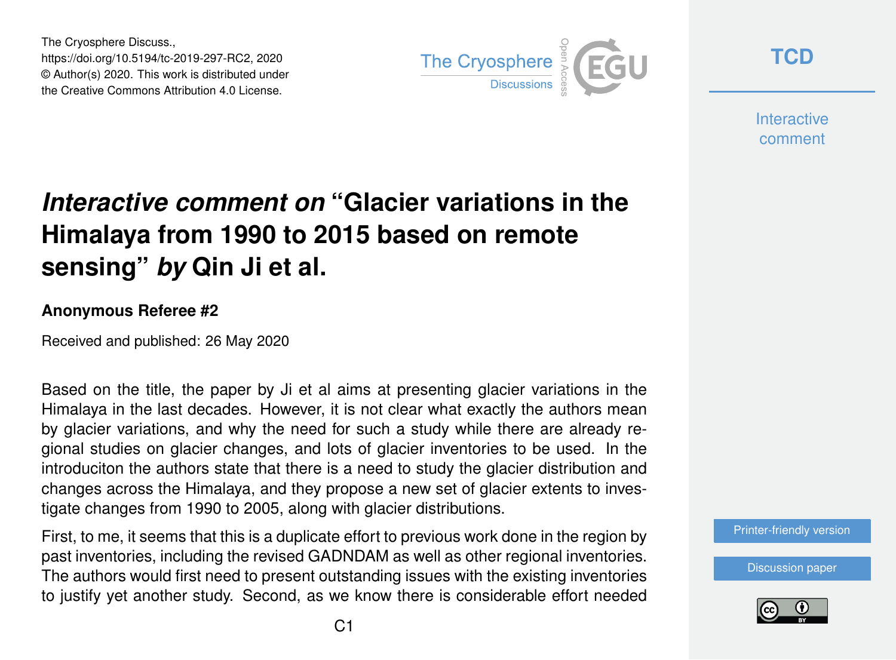# *Interactive comment on* "Glacier variations in the Himalaya from 1990 to 2015 based on remote sensing" *by* Qin Ji et al.

**Anonymous Referee #2**

Received and published: 26 May 2020

Based on the title, the paper by Ji et al aims at presenting glacier variations in the Himalaya in the last decades. However, it is not clear what exactly the authors mean by glacier variations, and why the need for such a study while there are already regional studies on glacier changes, and lots of glacier inventories to be used. In the introduciton the authors state that there is a need to study the glacier distribution and changes across the Himalaya, and they propose a new set of glacier extents to investigate changes from 1990 to 2005, along with glacier distributions.

First, to me, it seems that this is a duplicate effort to previous work done in the region by past inventories, including the revised GADNDAM as well as other regional inventories. The authors would first need to present outstanding issues with the existing inventories to justify yet another study. Second, as we know there is considerable effort needed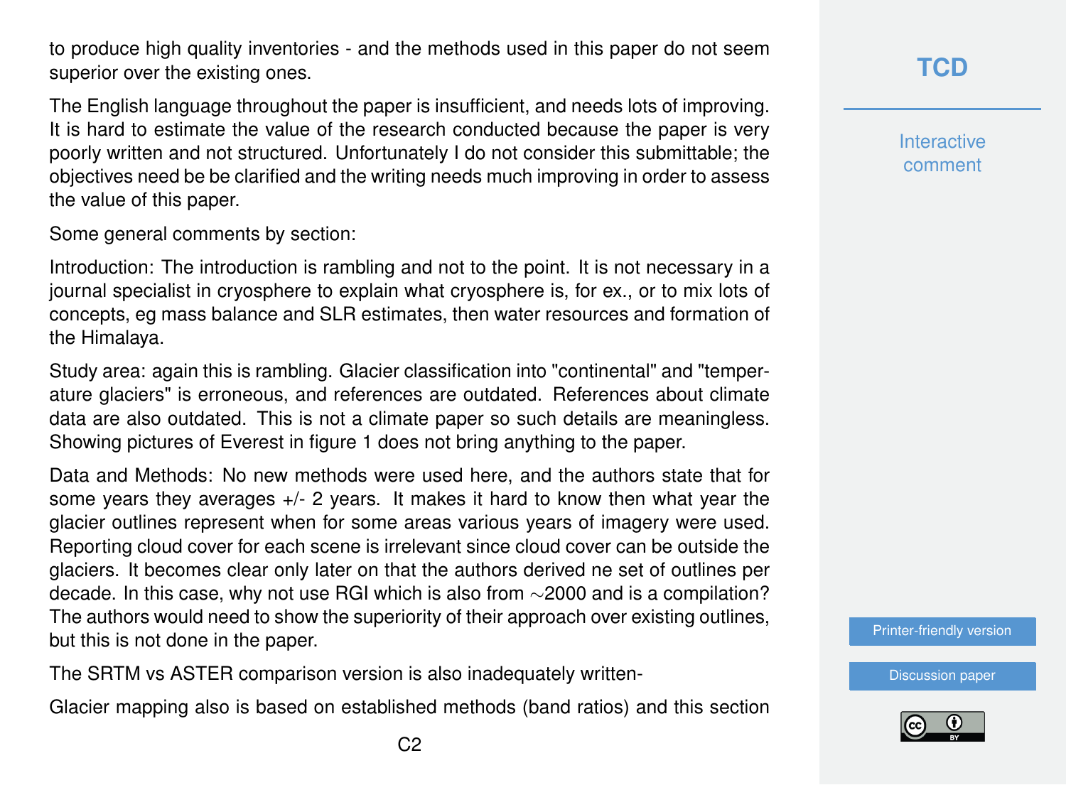to produce high quality inventories - and the methods used in this paper do not seem superior over the existing ones.

The English language throughout the paper is insufficient, and needs lots of improving. It is hard to estimate the value of the research conducted because the paper is very poorly written and not structured. Unfortunately I do not consider this submittable; the objectives need be be clarified and the writing needs much improving in order to assess the value of this paper.

Some general comments by section:

Introduction: The introduction is rambling and not to the point. It is not necessary in a journal specialist in cryosphere to explain what cryosphere is, for ex., or to mix lots of concepts, eg mass balance and SLR estimates, then water resources and formation of the Himalaya.

Study area: again this is rambling. Glacier classification into "continental" and "temperature glaciers" is erroneous, and references are outdated. References about climate data are also outdated. This is not a climate paper so such details are meaningless. Showing pictures of Everest in figure 1 does not bring anything to the paper.

Data and Methods: No new methods were used here, and the authors state that for some years they averages +/- 2 years. It makes it hard to know then what year the glacier outlines represent when for some areas various years of imagery were used. Reporting cloud cover for each scene is irrelevant since cloud cover can be outside the glaciers. It becomes clear only later on that the authors derived ne set of outlines per decade. In this case, why not use RGI which is also from ∼2000 and is a compilation? The authors would need to show the superiority of their approach over existing outlines, but this is not done in the paper.

The SRTM vs ASTER comparison version is also inadequately written-

Glacier mapping also is based on established methods (band ratios) and this section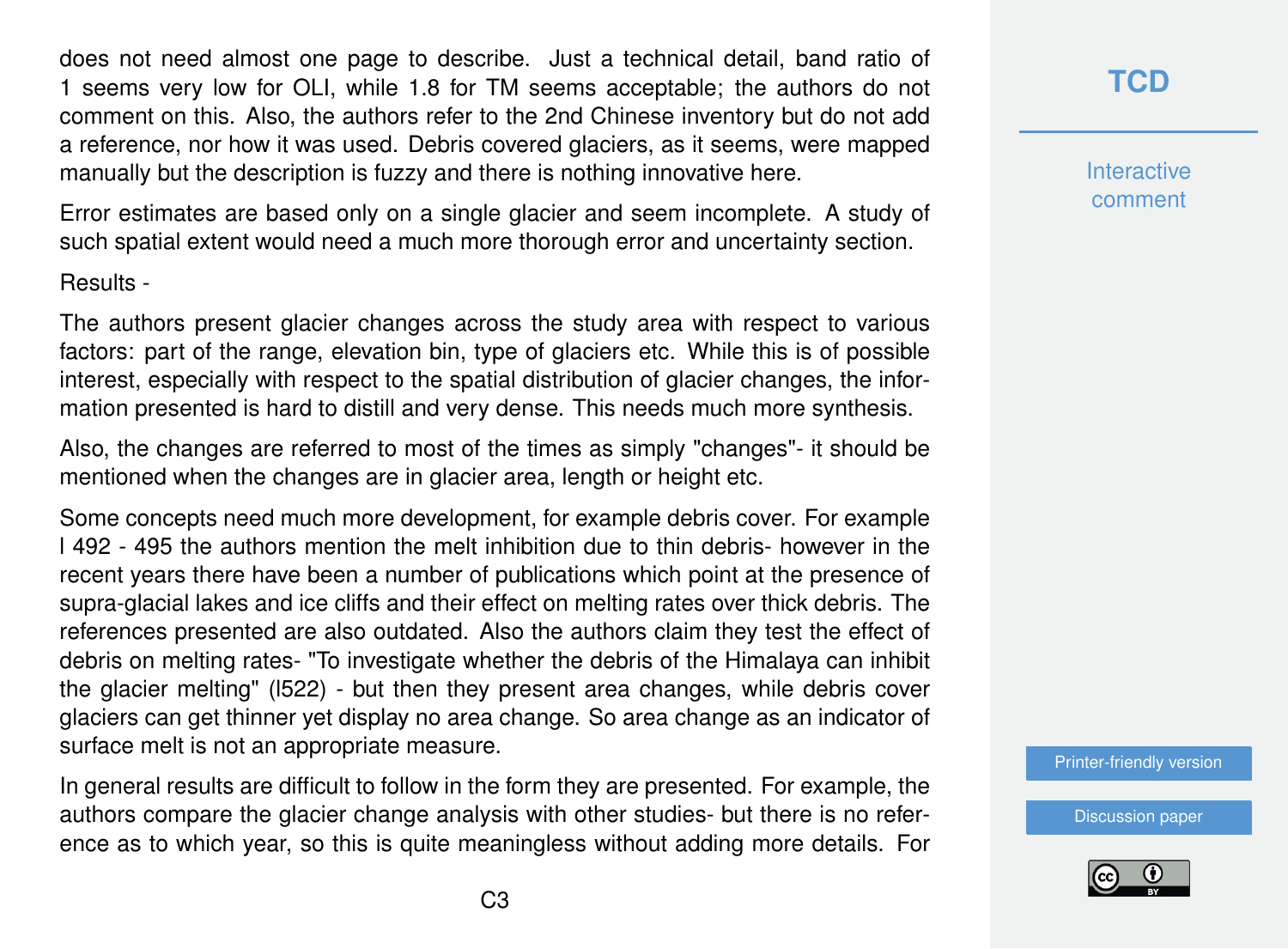does not need almost one page to describe. Just a technical detail, band ratio of 1 seems very low for OLI, while 1.8 for TM seems acceptable; the authors do not comment on this. Also, the authors refer to the 2nd Chinese inventory but do not add a reference, nor how it was used. Debris covered glaciers, as it seems, were mapped manually but the description is fuzzy and there is nothing innovative here.

Error estimates are based only on a single glacier and seem incomplete. A study of such spatial extent would need a much more thorough error and uncertainty section.

Results -

The authors present glacier changes across the study area with respect to various factors: part of the range, elevation bin, type of glaciers etc. While this is of possible interest, especially with respect to the spatial distribution of glacier changes, the information presented is hard to distill and very dense. This needs much more synthesis.

Also, the changes are referred to most of the times as simply "changes"- it should be mentioned when the changes are in glacier area, length or height etc.

Some concepts need much more development, for example debris cover. For example l 492 - 495 the authors mention the melt inhibition due to thin debris- however in the recent years there have been a number of publications which point at the presence of supra-glacial lakes and ice cliffs and their effect on melting rates over thick debris. The references presented are also outdated. Also the authors claim they test the effect of debris on melting rates- "To investigate whether the debris of the Himalaya can inhibit the glacier melting" (l522) - but then they present area changes, while debris cover glaciers can get thinner yet display no area change. So area change as an indicator of surface melt is not an appropriate measure.

In general results are difficult to follow in the form they are presented. For example, the authors compare the glacier change analysis with other studies- but there is no reference as to which year, so this is quite meaningless without adding more details. For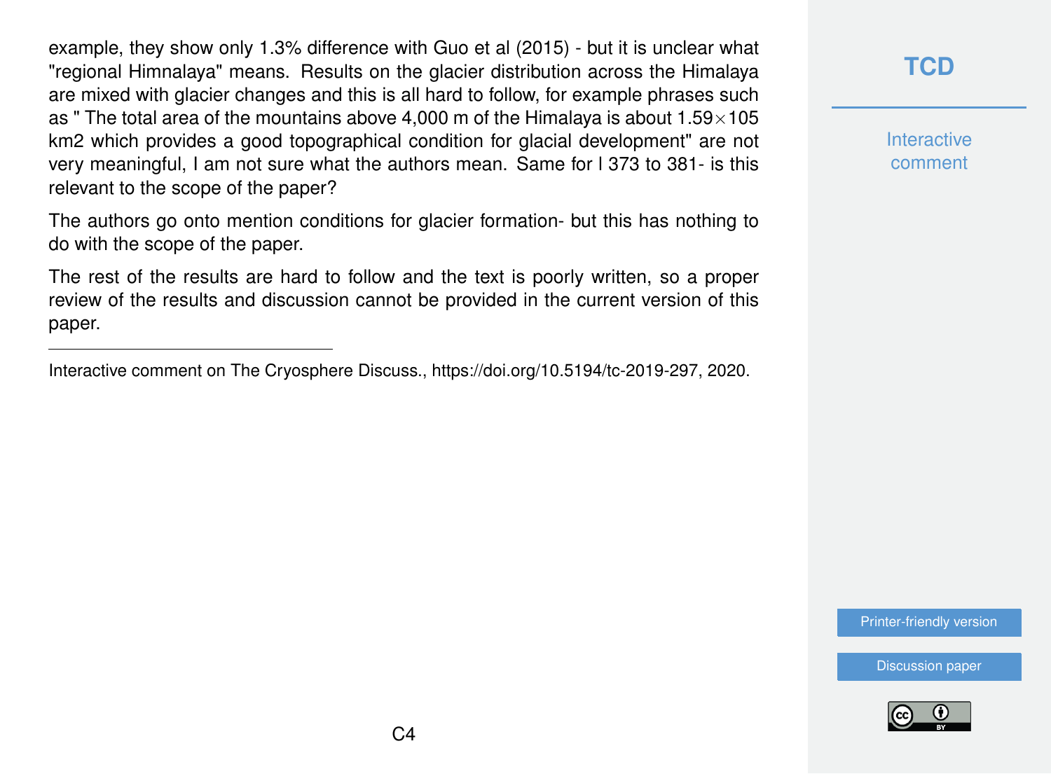example, they show only 1.3% difference with Guo et al (2015) - but it is unclear what "regional Himnalaya" means. Results on the glacier distribution across the Himalaya are mixed with glacier changes and this is all hard to follow, for example phrases such as " The total area of the mountains above 4,000 m of the Himalaya is about $1.59 \times 105$ km2 which provides a good topographical condition for glacial development" are not very meaningful, I am not sure what the authors mean. Same for l 373 to 381- is this relevant to the scope of the paper?

The authors go onto mention conditions for glacier formation- but this has nothing to do with the scope of the paper.

The rest of the results are hard to follow and the text is poorly written, so a proper review of the results and discussion cannot be provided in the current version of this paper.

---

Interactive comment on The Cryosphere Discuss., https://doi.org/10.5194/tc-2019-297, 2020.